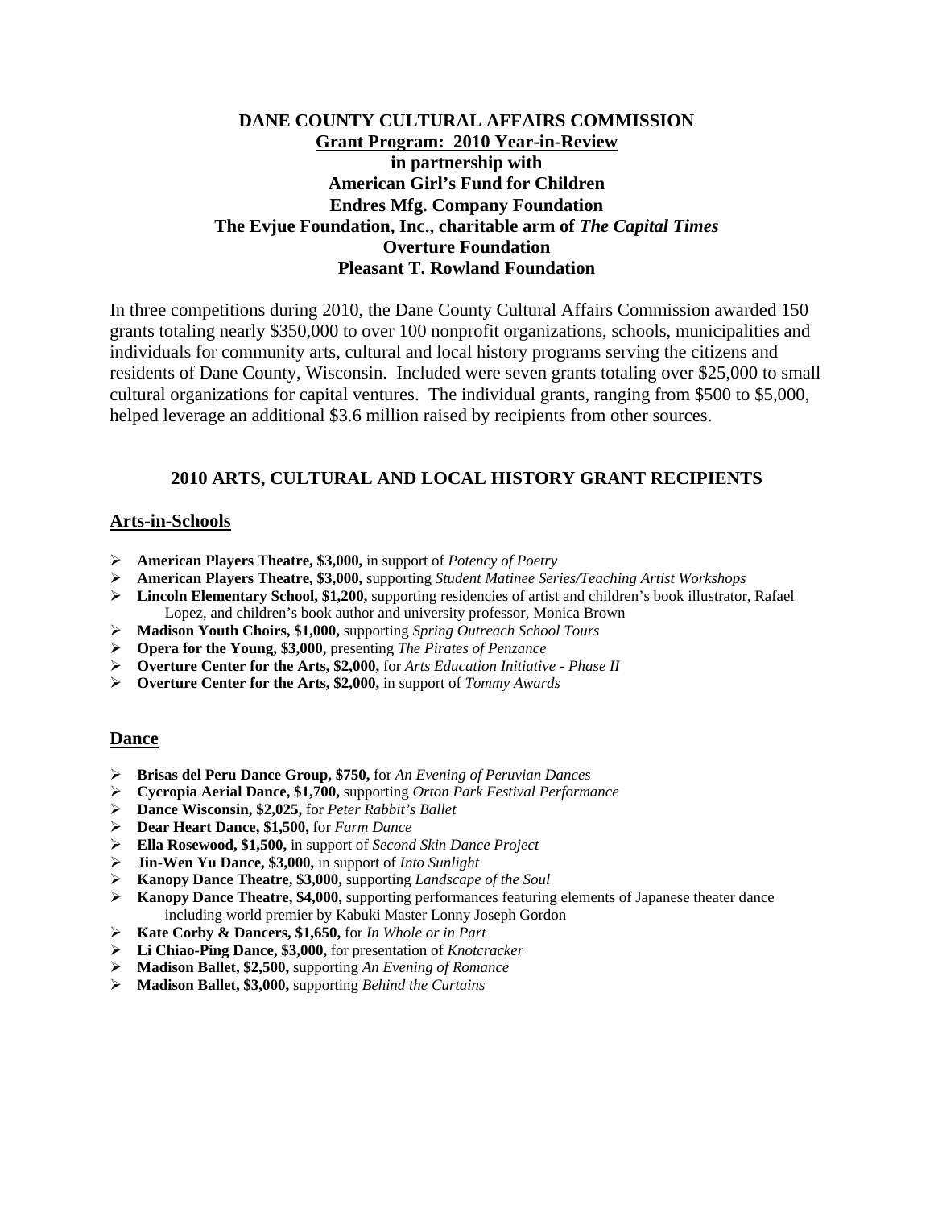**DANE COUNTY CULTURAL AFFAIRS COMMISSION**
**Grant Program: 2010 Year-in-Review**
**in partnership with**
**American Girl's Fund for Children**
**Endres Mfg. Company Foundation**
**The Evjue Foundation, Inc., charitable arm of *The Capital Times***
**Overture Foundation**
**Pleasant T. Rowland Foundation**

In three competitions during 2010, the Dane County Cultural Affairs Commission awarded 150 grants totaling nearly $350,000 to over 100 nonprofit organizations, schools, municipalities and individuals for community arts, cultural and local history programs serving the citizens and residents of Dane County, Wisconsin. Included were seven grants totaling over $25,000 to small cultural organizations for capital ventures. The individual grants, ranging from $500 to $5,000, helped leverage an additional $3.6 million raised by recipients from other sources.

## 2010 ARTS, CULTURAL AND LOCAL HISTORY GRANT RECIPIENTS

### Arts-in-Schools

- **American Players Theatre, $3,000,** in support of *Potency of Poetry*
- **American Players Theatre, $3,000,** supporting *Student Matinee Series/Teaching Artist Workshops*
- **Lincoln Elementary School, $1,200,** supporting residencies of artist and children's book illustrator, Rafael Lopez, and children's book author and university professor, Monica Brown
- **Madison Youth Choirs, $1,000,** supporting *Spring Outreach School Tours*
- **Opera for the Young, $3,000,** presenting *The Pirates of Penzance*
- **Overture Center for the Arts, $2,000,** for *Arts Education Initiative - Phase II*
- **Overture Center for the Arts, $2,000,** in support of *Tommy Awards*

### Dance

- **Brisas del Peru Dance Group, $750,** for *An Evening of Peruvian Dances*
- **Cycropia Aerial Dance, $1,700,** supporting *Orton Park Festival Performance*
- **Dance Wisconsin, $2,025,** for *Peter Rabbit's Ballet*
- **Dear Heart Dance, $1,500,** for *Farm Dance*
- **Ella Rosewood, $1,500,** in support of *Second Skin Dance Project*
- **Jin-Wen Yu Dance, $3,000,** in support of *Into Sunlight*
- **Kanopy Dance Theatre, $3,000,** supporting *Landscape of the Soul*
- **Kanopy Dance Theatre, $4,000,** supporting performances featuring elements of Japanese theater dance including world premier by Kabuki Master Lonny Joseph Gordon
- **Kate Corby & Dancers, $1,650,** for *In Whole or in Part*
- **Li Chiao-Ping Dance, $3,000,** for presentation of *Knotcracker*
- **Madison Ballet, $2,500,** supporting *An Evening of Romance*
- **Madison Ballet, $3,000,** supporting *Behind the Curtains*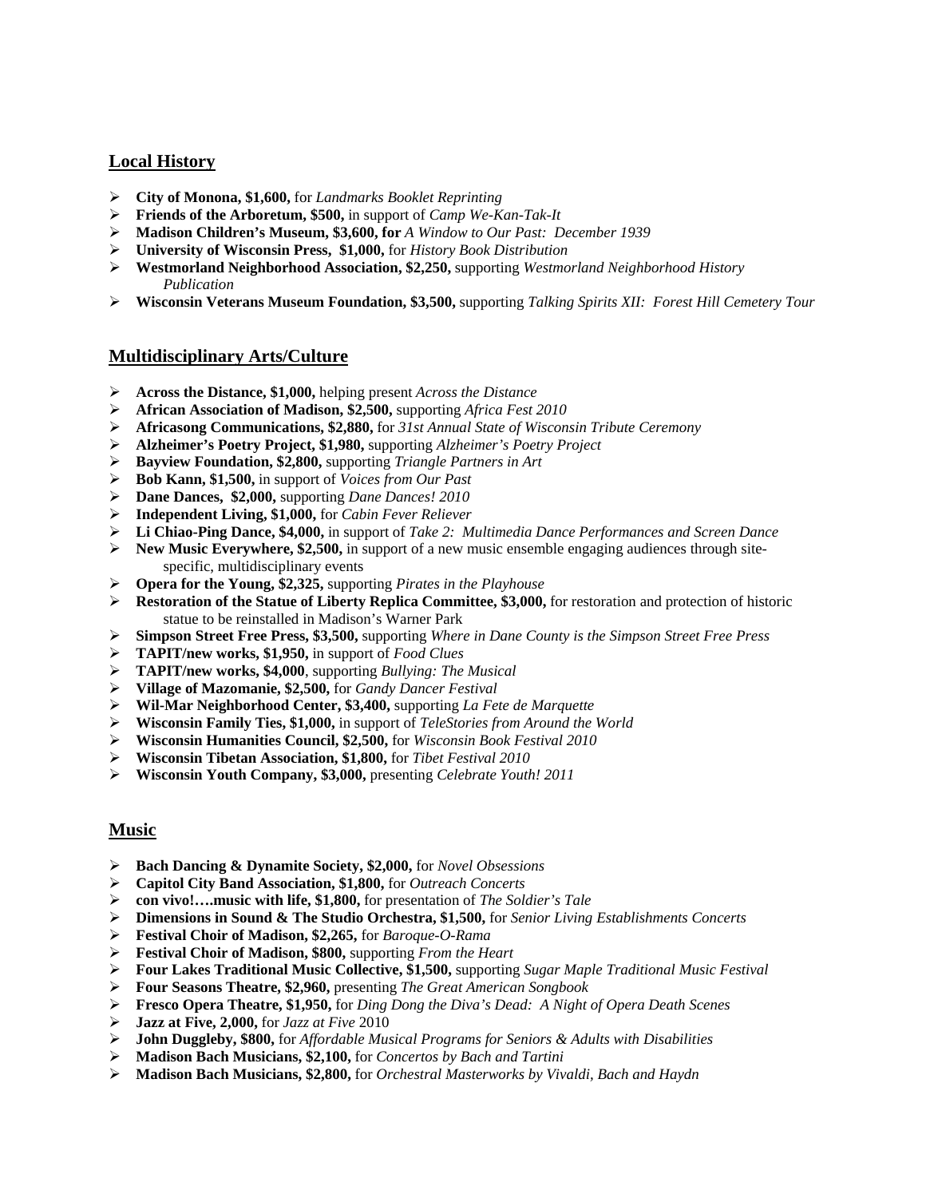## Local History

- **City of Monona, $1,600,** for *Landmarks Booklet Reprinting*
- **Friends of the Arboretum, $500,** in support of *Camp We-Kan-Tak-It*
- **Madison Children's Museum, $3,600, for** *A Window to Our Past: December 1939*
- **University of Wisconsin Press, $1,000,** for *History Book Distribution*
- **Westmorland Neighborhood Association, $2,250,** supporting *Westmorland Neighborhood History Publication*
- **Wisconsin Veterans Museum Foundation, $3,500,** supporting *Talking Spirits XII: Forest Hill Cemetery Tour*

## Multidisciplinary Arts/Culture

- **Across the Distance, $1,000,** helping present *Across the Distance*
- **African Association of Madison, $2,500,** supporting *Africa Fest 2010*
- **Africasong Communications, $2,880,** for *31st Annual State of Wisconsin Tribute Ceremony*
- **Alzheimer's Poetry Project, $1,980,** supporting *Alzheimer's Poetry Project*
- **Bayview Foundation, $2,800,** supporting *Triangle Partners in Art*
- **Bob Kann, $1,500,** in support of *Voices from Our Past*
- **Dane Dances, $2,000,** supporting *Dane Dances! 2010*
- **Independent Living, $1,000,** for *Cabin Fever Reliever*
- **Li Chiao-Ping Dance, $4,000,** in support of *Take 2: Multimedia Dance Performances and Screen Dance*
- **New Music Everywhere, $2,500,** in support of a new music ensemble engaging audiences through site-specific, multidisciplinary events
- **Opera for the Young, $2,325,** supporting *Pirates in the Playhouse*
- **Restoration of the Statue of Liberty Replica Committee, $3,000,** for restoration and protection of historic statue to be reinstalled in Madison's Warner Park
- **Simpson Street Free Press, $3,500,** supporting *Where in Dane County is the Simpson Street Free Press*
- **TAPIT/new works, $1,950,** in support of *Food Clues*
- **TAPIT/new works, $4,000**, supporting *Bullying: The Musical*
- **Village of Mazomanie, $2,500,** for *Gandy Dancer Festival*
- **Wil-Mar Neighborhood Center, $3,400,** supporting *La Fete de Marquette*
- **Wisconsin Family Ties, $1,000,** in support of *TeleStories from Around the World*
- **Wisconsin Humanities Council, $2,500,** for *Wisconsin Book Festival 2010*
- **Wisconsin Tibetan Association, $1,800,** for *Tibet Festival 2010*
- **Wisconsin Youth Company, $3,000,** presenting *Celebrate Youth! 2011*

## Music

- **Bach Dancing & Dynamite Society, $2,000,** for *Novel Obsessions*
- **Capitol City Band Association, $1,800,** for *Outreach Concerts*
- **con vivo!….music with life, $1,800,** for presentation of *The Soldier's Tale*
- **Dimensions in Sound & The Studio Orchestra, $1,500,** for *Senior Living Establishments Concerts*
- **Festival Choir of Madison, $2,265,** for *Baroque-O-Rama*
- **Festival Choir of Madison, $800,** supporting *From the Heart*
- **Four Lakes Traditional Music Collective, $1,500,** supporting *Sugar Maple Traditional Music Festival*
- **Four Seasons Theatre, $2,960,** presenting *The Great American Songbook*
- **Fresco Opera Theatre, $1,950,** for *Ding Dong the Diva's Dead: A Night of Opera Death Scenes*
- **Jazz at Five, 2,000,** for *Jazz at Five* 2010
- **John Duggleby, $800,** for *Affordable Musical Programs for Seniors & Adults with Disabilities*
- **Madison Bach Musicians, $2,100,** for *Concertos by Bach and Tartini*
- **Madison Bach Musicians, $2,800,** for *Orchestral Masterworks by Vivaldi, Bach and Haydn*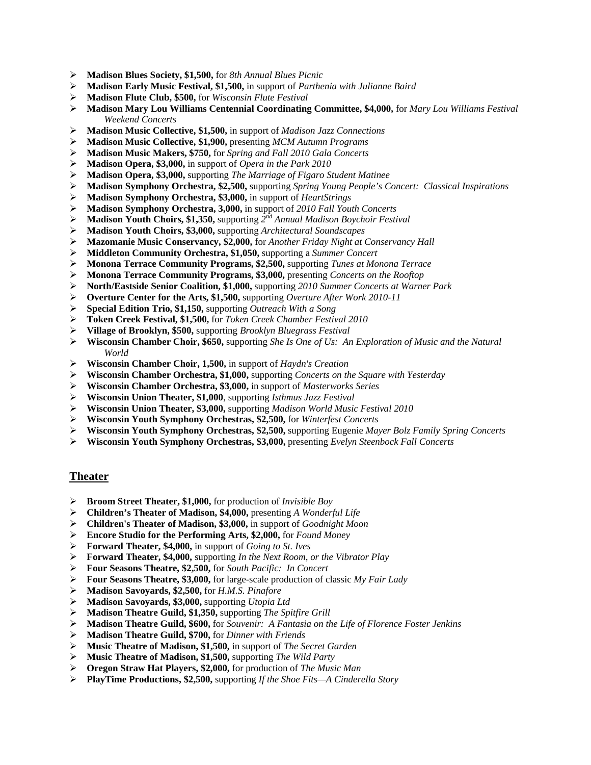- **Madison Blues Society, $1,500,** for *8th Annual Blues Picnic*
- **Madison Early Music Festival, $1,500,** in support of *Parthenia with Julianne Baird*
- **Madison Flute Club, $500,** for *Wisconsin Flute Festival*
- **Madison Mary Lou Williams Centennial Coordinating Committee, $4,000,** for *Mary Lou Williams Festival Weekend Concerts*
- **Madison Music Collective, $1,500,** in support of *Madison Jazz Connections*
- **Madison Music Collective, $1,900,** presenting *MCM Autumn Programs*
- **Madison Music Makers, $750,** for *Spring and Fall 2010 Gala Concerts*
- **Madison Opera, $3,000,** in support of *Opera in the Park 2010*
- **Madison Opera, $3,000,** supporting *The Marriage of Figaro Student Matinee*
- **Madison Symphony Orchestra, $2,500,** supporting *Spring Young People's Concert: Classical Inspirations*
- **Madison Symphony Orchestra, $3,000,** in support of *HeartStrings*
- **Madison Symphony Orchestra, 3,000,** in support of *2010 Fall Youth Concerts*
- **Madison Youth Choirs, $1,350,** supporting *2nd Annual Madison Boychoir Festival*
- **Madison Youth Choirs, $3,000,** supporting *Architectural Soundscapes*
- **Mazomanie Music Conservancy, $2,000,** for *Another Friday Night at Conservancy Hall*
- **Middleton Community Orchestra, $1,050,** supporting a *Summer Concert*
- **Monona Terrace Community Programs, $2,500,** supporting *Tunes at Monona Terrace*
- **Monona Terrace Community Programs, $3,000,** presenting *Concerts on the Rooftop*
- **North/Eastside Senior Coalition, $1,000,** supporting *2010 Summer Concerts at Warner Park*
- **Overture Center for the Arts, $1,500,** supporting *Overture After Work 2010-11*
- **Special Edition Trio, $1,150,** supporting *Outreach With a Song*
- **Token Creek Festival, $1,500,** for *Token Creek Chamber Festival 2010*
- **Village of Brooklyn, $500,** supporting *Brooklyn Bluegrass Festival*
- **Wisconsin Chamber Choir, $650,** supporting *She Is One of Us: An Exploration of Music and the Natural World*
- **Wisconsin Chamber Choir, 1,500,** in support of *Haydn's Creation*
- **Wisconsin Chamber Orchestra, $1,000,** supporting *Concerts on the Square with Yesterday*
- **Wisconsin Chamber Orchestra, $3,000,** in support of *Masterworks Series*
- **Wisconsin Union Theater, $1,000**, supporting *Isthmus Jazz Festival*
- **Wisconsin Union Theater, $3,000,** supporting *Madison World Music Festival 2010*
- **Wisconsin Youth Symphony Orchestras, $2,500,** for *Winterfest Concerts*
- **Wisconsin Youth Symphony Orchestras, $2,500,** supporting Eugenie *Mayer Bolz Family Spring Concerts*
- **Wisconsin Youth Symphony Orchestras, $3,000,** presenting *Evelyn Steenbock Fall Concerts*

## Theater

- **Broom Street Theater, $1,000,** for production of *Invisible Boy*
- **Children's Theater of Madison, $4,000,** presenting *A Wonderful Life*
- **Children's Theater of Madison, $3,000,** in support of *Goodnight Moon*
- **Encore Studio for the Performing Arts, $2,000,** for *Found Money*
- **Forward Theater, $4,000,** in support of *Going to St. Ives*
- **Forward Theater, $4,000,** supporting *In the Next Room, or the Vibrator Play*
- **Four Seasons Theatre, $2,500,** for *South Pacific: In Concert*
- **Four Seasons Theatre, $3,000,** for large-scale production of classic *My Fair Lady*
- **Madison Savoyards, $2,500,** for *H.M.S. Pinafore*
- **Madison Savoyards, $3,000,** supporting *Utopia Ltd*
- **Madison Theatre Guild, $1,350,** supporting *The Spitfire Grill*
- **Madison Theatre Guild, $600,** for *Souvenir: A Fantasia on the Life of Florence Foster Jenkins*
- **Madison Theatre Guild, $700,** for *Dinner with Friends*
- **Music Theatre of Madison, $1,500,** in support of *The Secret Garden*
- **Music Theatre of Madison, $1,500,** supporting *The Wild Party*
- **Oregon Straw Hat Players, $2,000,** for production of *The Music Man*
- **PlayTime Productions, $2,500,** supporting *If the Shoe Fits—A Cinderella Story*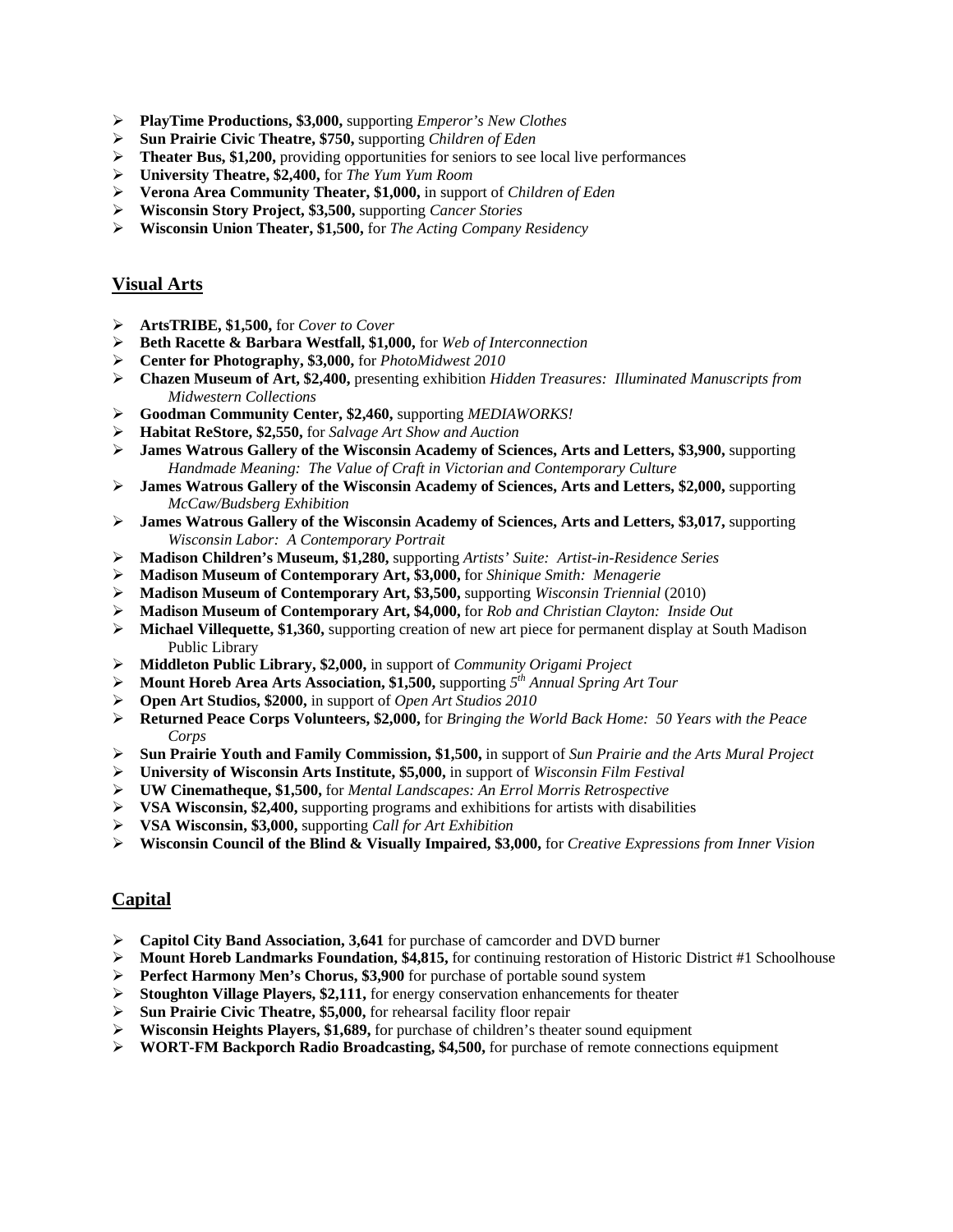- **PlayTime Productions, $3,000,** supporting *Emperor's New Clothes*
- **Sun Prairie Civic Theatre, $750,** supporting *Children of Eden*
- **Theater Bus, $1,200,** providing opportunities for seniors to see local live performances
- **University Theatre, $2,400,** for *The Yum Yum Room*
- **Verona Area Community Theater, $1,000,** in support of *Children of Eden*
- **Wisconsin Story Project, $3,500,** supporting *Cancer Stories*
- **Wisconsin Union Theater, $1,500,** for *The Acting Company Residency*

## Visual Arts

- **ArtsTRIBE, $1,500,** for *Cover to Cover*
- **Beth Racette & Barbara Westfall, $1,000,** for *Web of Interconnection*
- **Center for Photography, $3,000,** for *PhotoMidwest 2010*
- **Chazen Museum of Art, $2,400,** presenting exhibition *Hidden Treasures: Illuminated Manuscripts from Midwestern Collections*
- **Goodman Community Center, $2,460,** supporting *MEDIAWORKS!*
- **Habitat ReStore, $2,550,** for *Salvage Art Show and Auction*
- **James Watrous Gallery of the Wisconsin Academy of Sciences, Arts and Letters, $3,900,** supporting *Handmade Meaning: The Value of Craft in Victorian and Contemporary Culture*
- **James Watrous Gallery of the Wisconsin Academy of Sciences, Arts and Letters, $2,000,** supporting *McCaw/Budsberg Exhibition*
- **James Watrous Gallery of the Wisconsin Academy of Sciences, Arts and Letters, $3,017,** supporting *Wisconsin Labor: A Contemporary Portrait*
- **Madison Children's Museum, $1,280,** supporting *Artists' Suite: Artist-in-Residence Series*
- **Madison Museum of Contemporary Art, $3,000,** for *Shinique Smith: Menagerie*
- **Madison Museum of Contemporary Art, $3,500,** supporting *Wisconsin Triennial* (2010)
- **Madison Museum of Contemporary Art, $4,000,** for *Rob and Christian Clayton: Inside Out*
- **Michael Villequette, $1,360,** supporting creation of new art piece for permanent display at South Madison Public Library
- **Middleton Public Library, $2,000,** in support of *Community Origami Project*
- **Mount Horeb Area Arts Association, $1,500,** supporting *5th Annual Spring Art Tour*
- **Open Art Studios, $2000,** in support of *Open Art Studios 2010*
- **Returned Peace Corps Volunteers, $2,000,** for *Bringing the World Back Home: 50 Years with the Peace Corps*
- **Sun Prairie Youth and Family Commission, $1,500,** in support of *Sun Prairie and the Arts Mural Project*
- **University of Wisconsin Arts Institute, $5,000,** in support of *Wisconsin Film Festival*
- **UW Cinematheque, $1,500,** for *Mental Landscapes: An Errol Morris Retrospective*
- **VSA Wisconsin, $2,400,** supporting programs and exhibitions for artists with disabilities
- **VSA Wisconsin, $3,000,** supporting *Call for Art Exhibition*
- **Wisconsin Council of the Blind & Visually Impaired, $3,000,** for *Creative Expressions from Inner Vision*

## Capital

- **Capitol City Band Association, 3,641** for purchase of camcorder and DVD burner
- **Mount Horeb Landmarks Foundation, $4,815,** for continuing restoration of Historic District #1 Schoolhouse
- **Perfect Harmony Men's Chorus, $3,900** for purchase of portable sound system
- **Stoughton Village Players, $2,111,** for energy conservation enhancements for theater
- **Sun Prairie Civic Theatre, $5,000,** for rehearsal facility floor repair
- **Wisconsin Heights Players, $1,689,** for purchase of children's theater sound equipment
- **WORT-FM Backporch Radio Broadcasting, $4,500,** for purchase of remote connections equipment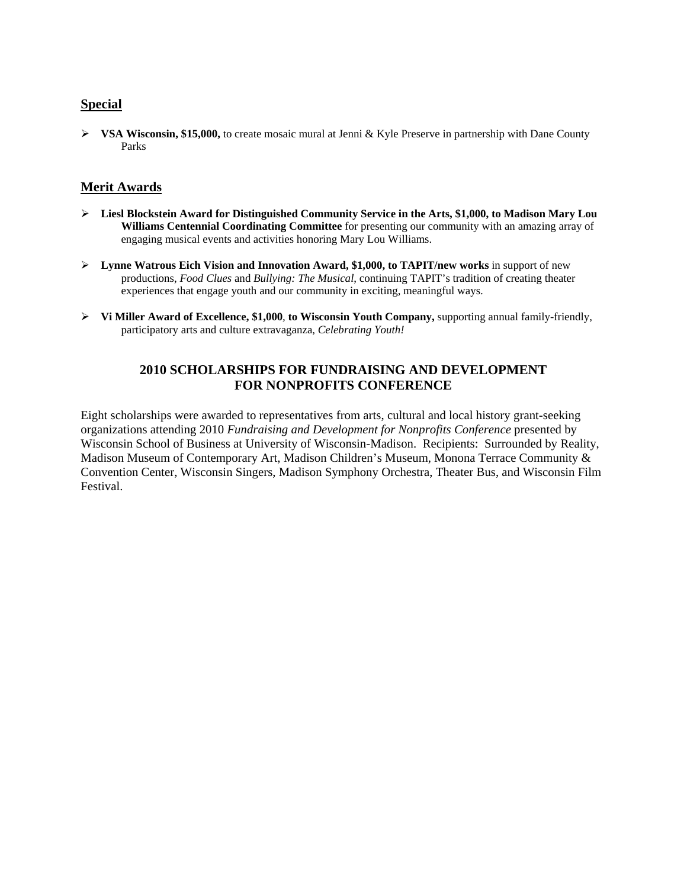## Special

- **VSA Wisconsin, $15,000,** to create mosaic mural at Jenni & Kyle Preserve in partnership with Dane County Parks

## Merit Awards

- **Liesl Blockstein Award for Distinguished Community Service in the Arts, $1,000, to Madison Mary Lou Williams Centennial Coordinating Committee** for presenting our community with an amazing array of engaging musical events and activities honoring Mary Lou Williams.

- **Lynne Watrous Eich Vision and Innovation Award, $1,000, to TAPIT/new works** in support of new productions, *Food Clues* and *Bullying: The Musical*, continuing TAPIT's tradition of creating theater experiences that engage youth and our community in exciting, meaningful ways.

- **Vi Miller Award of Excellence, $1,000, to Wisconsin Youth Company,** supporting annual family-friendly, participatory arts and culture extravaganza, *Celebrating Youth!*

## 2010 SCHOLARSHIPS FOR FUNDRAISING AND DEVELOPMENT FOR NONPROFITS CONFERENCE

Eight scholarships were awarded to representatives from arts, cultural and local history grant-seeking organizations attending 2010 *Fundraising and Development for Nonprofits Conference* presented by Wisconsin School of Business at University of Wisconsin-Madison. Recipients: Surrounded by Reality, Madison Museum of Contemporary Art, Madison Children's Museum, Monona Terrace Community & Convention Center, Wisconsin Singers, Madison Symphony Orchestra, Theater Bus, and Wisconsin Film Festival.